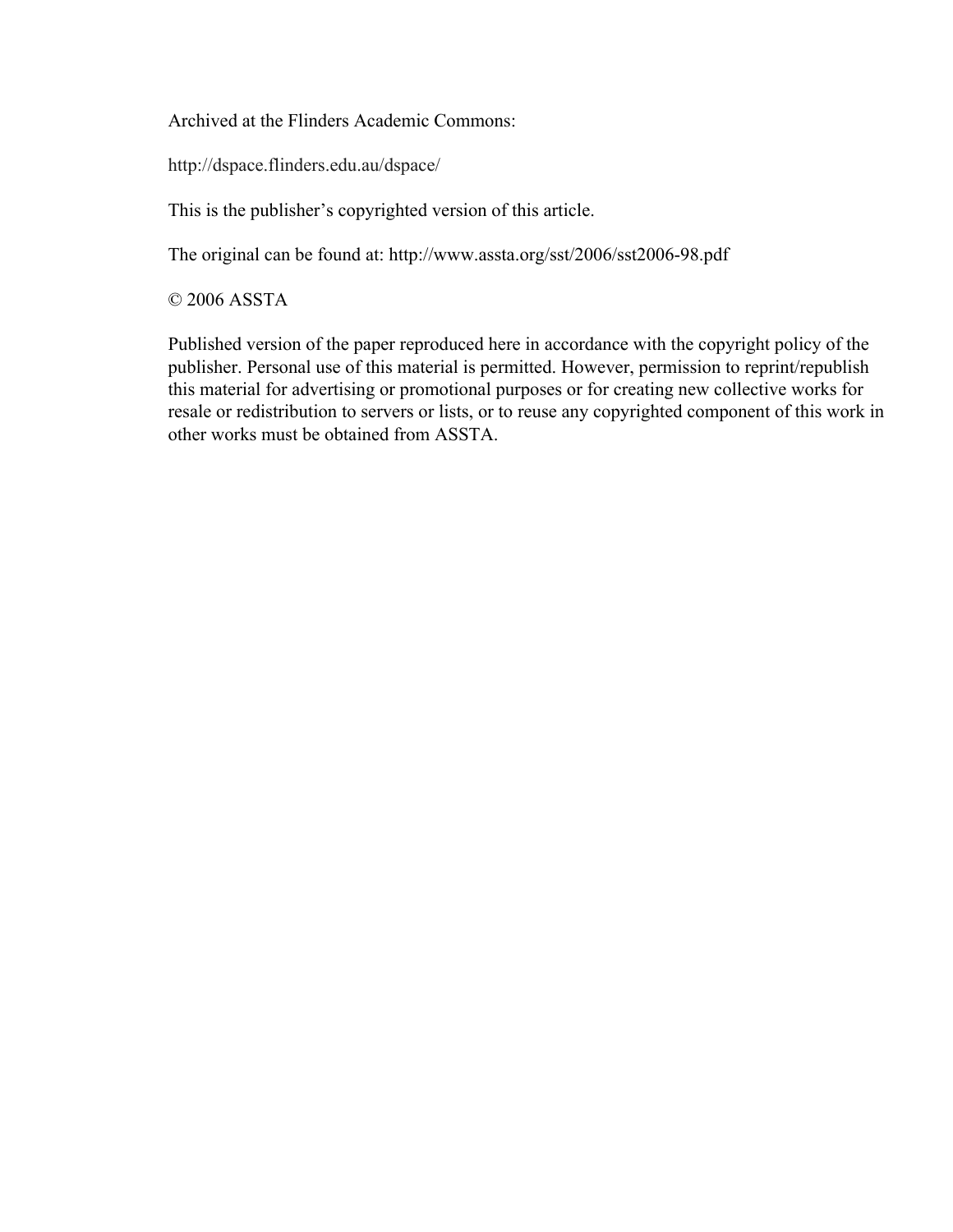Archived at the Flinders Academic Commons:

http://dspace.flinders.edu.au/dspace/

This is the publisher's copyrighted version of this article.

The original can be found at: http://www.assta.org/sst/2006/sst2006-98.pdf

© 2006 ASSTA

Published version of the paper reproduced here in accordance with the copyright policy of the publisher. Personal use of this material is permitted. However, permission to reprint/republish this material for advertising or promotional purposes or for creating new collective works for resale or redistribution to servers or lists, or to reuse any copyrighted component of this work in other works must be obtained from ASSTA.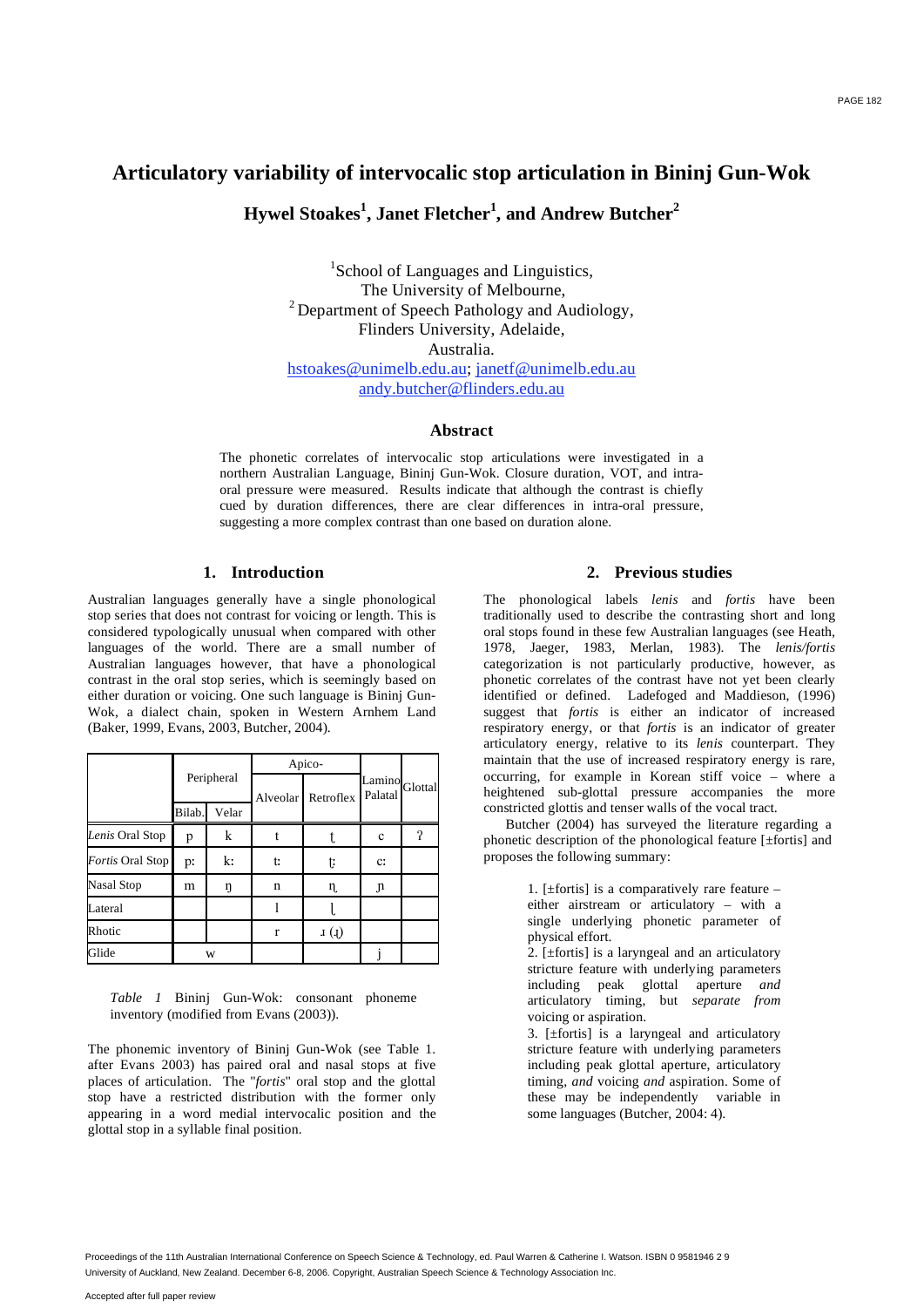# Articulatory variability of intervocalic stop articulation in Bininj Gun-Wok

**Hywel Stoakes[1], Janet Fletcher[1], and Andrew Butcher[2]**

[1]School of Languages and Linguistics,
The University of Melbourne,
[2] Department of Speech Pathology and Audiology,
Flinders University, Adelaide,
Australia.
hstoakes@unimelb.edu.au; janetf@unimelb.edu.au
andy.butcher@flinders.edu.au

## Abstract

The phonetic correlates of intervocalic stop articulations were investigated in a northern Australian Language, Bininj Gun-Wok. Closure duration, VOT, and intra-oral pressure were measured. Results indicate that although the contrast is chiefly cued by duration differences, there are clear differences in intra-oral pressure, suggesting a more complex contrast than one based on duration alone.

## 1. Introduction

Australian languages generally have a single phonological stop series that does not contrast for voicing or length. This is considered typologically unusual when compared with other languages of the world. There are a small number of Australian languages however, that have a phonological contrast in the oral stop series, which is seemingly based on either duration or voicing. One such language is Bininj Gun-Wok, a dialect chain, spoken in Western Arnhem Land (Baker, 1999, Evans, 2003, Butcher, 2004).

| | Peripheral | | Apico- | | Lamino Palatal | Glottal |
|---|---|---|---|---|---|---|
| | Bilab. | Velar | Alveolar | Retroflex | | |
| *Lenis* Oral Stop | p | k | t | ʈ | c | ʔ |
| *Fortis* Oral Stop | pː | kː | tː | ʈː | cː | |
| Nasal Stop | m | ŋ | n | ɳ | ɲ | |
| Lateral | | | l | ɭ | | |
| Rhotic | | | r | ɹ (ɻ) | | |
| Glide | w | | | | j | |

*Table 1* Bininj Gun-Wok: consonant phoneme inventory (modified from Evans (2003)).

The phonemic inventory of Bininj Gun-Wok (see Table 1. after Evans 2003) has paired oral and nasal stops at five places of articulation. The "*fortis*" oral stop and the glottal stop have a restricted distribution with the former only appearing in a word medial intervocalic position and the glottal stop in a syllable final position.

## 2. Previous studies

The phonological labels *lenis* and *fortis* have been traditionally used to describe the contrasting short and long oral stops found in these few Australian languages (see Heath, 1978, Jaeger, 1983, Merlan, 1983). The *lenis/fortis* categorization is not particularly productive, however, as phonetic correlates of the contrast have not yet been clearly identified or defined. Ladefoged and Maddieson, (1996) suggest that *fortis* is either an indicator of increased respiratory energy, or that *fortis* is an indicator of greater articulatory energy, relative to its *lenis* counterpart. They maintain that the use of increased respiratory energy is rare, occurring, for example in Korean stiff voice – where a heightened sub-glottal pressure accompanies the more constricted glottis and tenser walls of the vocal tract.

Butcher (2004) has surveyed the literature regarding a phonetic description of the phonological feature [±fortis] and proposes the following summary:

> 1. [±fortis] is a comparatively rare feature – either airstream or articulatory – with a single underlying phonetic parameter of physical effort.
> 2. [±fortis] is a laryngeal and an articulatory stricture feature with underlying parameters including peak glottal aperture *and* articulatory timing, but *separate from* voicing or aspiration.
> 3. [±fortis] is a laryngeal and articulatory stricture feature with underlying parameters including peak glottal aperture, articulatory timing, *and* voicing *and* aspiration. Some of these may be independently variable in some languages (Butcher, 2004: 4).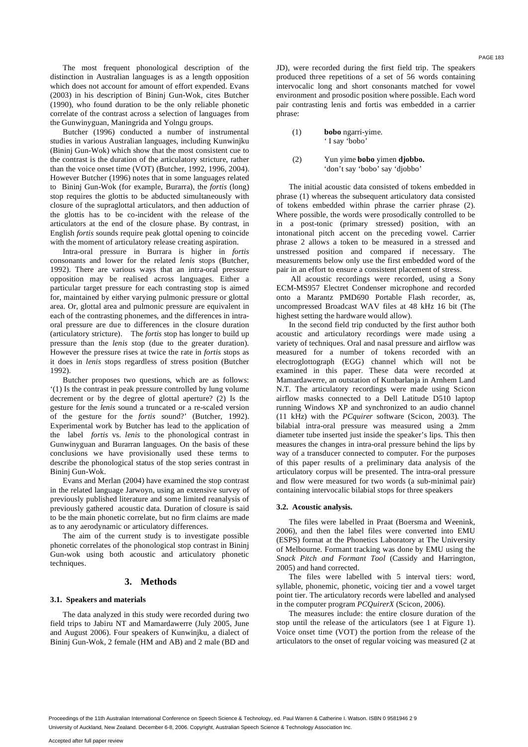The most frequent phonological description of the distinction in Australian languages is as a length opposition which does not account for amount of effort expended. Evans (2003) in his description of Bininj Gun-Wok, cites Butcher (1990), who found duration to be the only reliable phonetic correlate of the contrast across a selection of languages from the Gunwinyguan, Maningrida and Yolngu groups.

Butcher (1996) conducted a number of instrumental studies in various Australian languages, including Kunwinjku (Bininj Gun-Wok) which show that the most consistent cue to the contrast is the duration of the articulatory stricture, rather than the voice onset time (VOT) (Butcher, 1992, 1996, 2004). However Butcher (1996) notes that in some languages related to Bininj Gun-Wok (for example, Burarra), the *fortis* (long) stop requires the glottis to be abducted simultaneously with closure of the supraglottal articulators, and then adduction of the glottis has to be co-incident with the release of the articulators at the end of the closure phase. By contrast, in English *fortis* sounds require peak glottal opening to coincide with the moment of articulatory release creating aspiration.

Intra-oral pressure in Burrara is higher in *fortis* consonants and lower for the related *lenis* stops (Butcher, 1992). There are various ways that an intra-oral pressure opposition may be realised across languages. Either a particular target pressure for each contrasting stop is aimed for, maintained by either varying pulmonic pressure or glottal area. Or, glottal area and pulmonic pressure are equivalent in each of the contrasting phonemes, and the differences in intra-oral pressure are due to differences in the closure duration (articulatory stricture). The *fortis* stop has longer to build up pressure than the *lenis* stop (due to the greater duration). However the pressure rises at twice the rate in *fortis* stops as it does in *lenis* stops regardless of stress position (Butcher 1992).

Butcher proposes two questions, which are as follows: '(1) Is the contrast in peak pressure controlled by lung volume decrement or by the degree of glottal aperture? (2) Is the gesture for the *lenis* sound a truncated or a re-scaled version of the gesture for the *fortis* sound?' (Butcher, 1992). Experimental work by Butcher has lead to the application of the label *fortis* vs. *lenis* to the phonological contrast in Gunwinyguan and Burarran languages. On the basis of these conclusions we have provisionally used these terms to describe the phonological status of the stop series contrast in Bininj Gun-Wok.

Evans and Merlan (2004) have examined the stop contrast in the related language Jarwoyn, using an extensive survey of previously published literature and some limited reanalysis of previously gathered acoustic data. Duration of closure is said to be the main phonetic correlate, but no firm claims are made as to any aerodynamic or articulatory differences.

The aim of the current study is to investigate possible phonetic correlates of the phonological stop contrast in Bininj Gun-wok using both acoustic and articulatory phonetic techniques.

## 3. Methods

### 3.1. Speakers and materials

The data analyzed in this study were recorded during two field trips to Jabiru NT and Mamardawerre (July 2005, June and August 2006). Four speakers of Kunwinjku, a dialect of Bininj Gun-Wok, 2 female (HM and AB) and 2 male (BD and JD), were recorded during the first field trip. The speakers produced three repetitions of a set of 56 words containing intervocalic long and short consonants matched for vowel environment and prosodic position where possible. Each word pair contrasting lenis and fortis was embedded in a carrier phrase:

(1) **bobo** ngarri-yime.
' I say 'bobo'

(2) Yun yime **bobo** yimen **djobbo.**
'don't say 'bobo' say 'djobbo'

The initial acoustic data consisted of tokens embedded in phrase (1) whereas the subsequent articulatory data consisted of tokens embedded within phrase the carrier phrase (2). Where possible, the words were prosodically controlled to be in a post-tonic (primary stressed) position, with an intonational pitch accent on the preceding vowel. Carrier phrase 2 allows a token to be measured in a stressed and unstressed position and compared if necessary. The measurements below only use the first embedded word of the pair in an effort to ensure a consistent placement of stress.

All acoustic recordings were recorded, using a Sony ECM-MS957 Electret Condenser microphone and recorded onto a Marantz PMD690 Portable Flash recorder, as, uncompressed Broadcast WAV files at 48 kHz 16 bit (The highest setting the hardware would allow).

In the second field trip conducted by the first author both acoustic and articulatory recordings were made using a variety of techniques. Oral and nasal pressure and airflow was measured for a number of tokens recorded with an electroglottograph (EGG) channel which will not be examined in this paper. These data were recorded at Mamardawerre, an outstation of Kunbarlanja in Arnhem Land N.T. The articulatory recordings were made using Scicon airflow masks connected to a Dell Latitude D510 laptop running Windows XP and synchronized to an audio channel (11 kHz) with the *PCquirer* software (Scicon, 2003). The bilabial intra-oral pressure was measured using a 2mm diameter tube inserted just inside the speaker's lips. This then measures the changes in intra-oral pressure behind the lips by way of a transducer connected to computer. For the purposes of this paper results of a preliminary data analysis of the articulatory corpus will be presented. The intra-oral pressure and flow were measured for two words (a sub-minimal pair) containing intervocalic bilabial stops for three speakers

### 3.2. Acoustic analysis.

The files were labelled in Praat (Boersma and Weenink, 2006), and then the label files were converted into EMU (ESPS) format at the Phonetics Laboratory at The University of Melbourne. Formant tracking was done by EMU using the *Snack Pitch and Formant Tool* (Cassidy and Harrington, 2005) and hand corrected.

The files were labelled with 5 interval tiers: word, syllable, phonemic, phonetic, voicing tier and a vowel target point tier. The articulatory records were labelled and analysed in the computer program *PCQuirerX* (Scicon, 2006).

The measures include: the entire closure duration of the stop until the release of the articulators (see 1 at Figure 1). Voice onset time (VOT) the portion from the release of the articulators to the onset of regular voicing was measured (2 at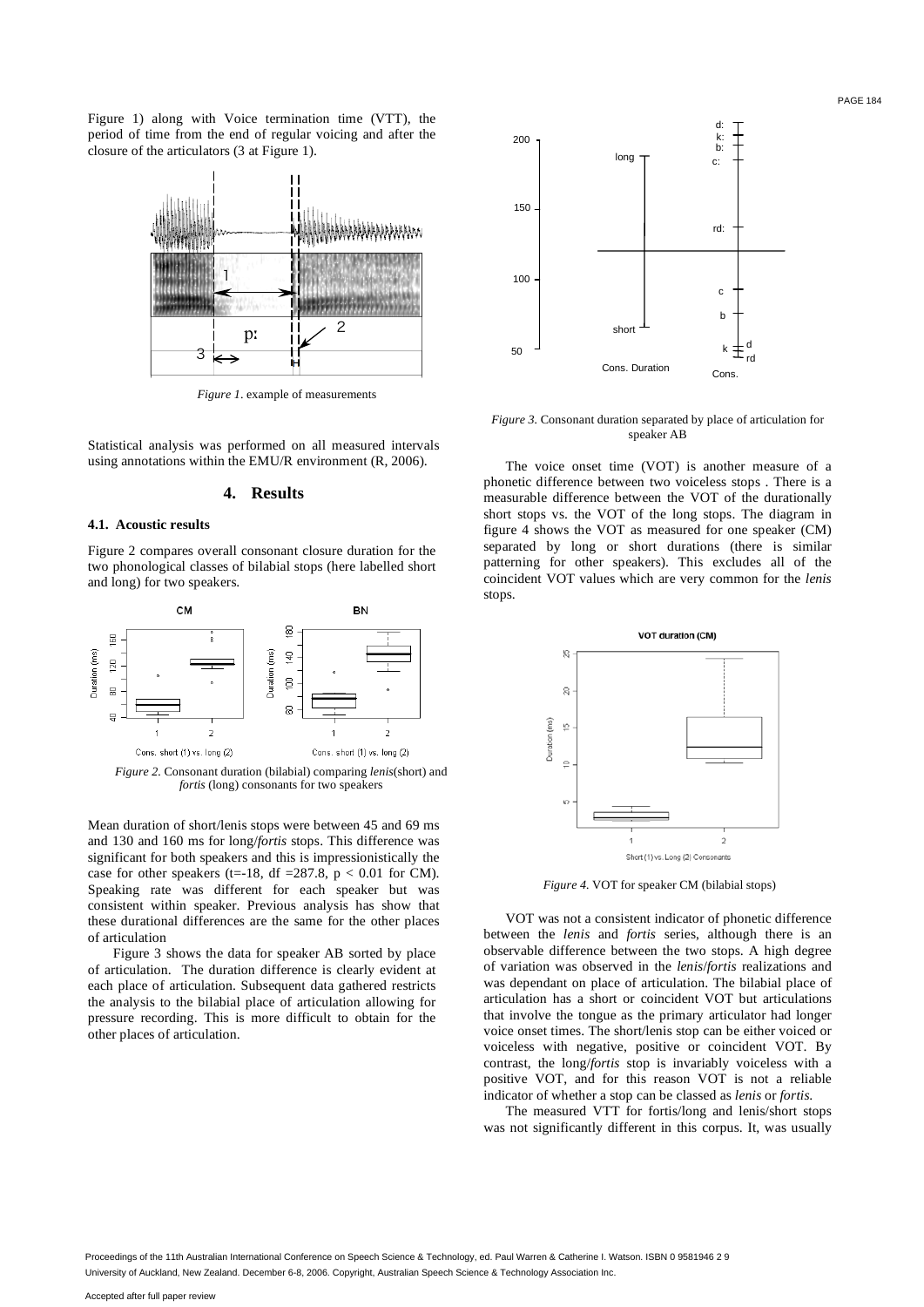Figure 1) along with Voice termination time (VTT), the period of time from the end of regular voicing and after the closure of the articulators (3 at Figure 1).

*Figure 1*. example of measurements

Statistical analysis was performed on all measured intervals using annotations within the EMU/R environment (R, 2006).

## 4. Results

### 4.1. Acoustic results

Figure 2 compares overall consonant closure duration for the two phonological classes of bilabial stops (here labelled short and long) for two speakers.

*Figure 2.* Consonant duration (bilabial) comparing *lenis*(short) and *fortis* (long) consonants for two speakers

Mean duration of short/lenis stops were between 45 and 69 ms and 130 and 160 ms for long/*fortis* stops. This difference was significant for both speakers and this is impressionistically the case for other speakers ($t=-18$, $df = 287.8$, $p < 0.01$ for CM). Speaking rate was different for each speaker but was consistent within speaker. Previous analysis has show that these durational differences are the same for the other places of articulation

Figure 3 shows the data for speaker AB sorted by place of articulation. The duration difference is clearly evident at each place of articulation. Subsequent data gathered restricts the analysis to the bilabial place of articulation allowing for pressure recording. This is more difficult to obtain for the other places of articulation.

*Figure 3.* Consonant duration separated by place of articulation for speaker AB

The voice onset time (VOT) is another measure of a phonetic difference between two voiceless stops . There is a measurable difference between the VOT of the durationally short stops vs. the VOT of the long stops. The diagram in figure 4 shows the VOT as measured for one speaker (CM) separated by long or short durations (there is similar patterning for other speakers). This excludes all of the coincident VOT values which are very common for the *lenis* stops.

*Figure 4.* VOT for speaker CM (bilabial stops)

VOT was not a consistent indicator of phonetic difference between the *lenis* and *fortis* series, although there is an observable difference between the two stops. A high degree of variation was observed in the *lenis*/*fortis* realizations and was dependant on place of articulation. The bilabial place of articulation has a short or coincident VOT but articulations that involve the tongue as the primary articulator had longer voice onset times. The short/lenis stop can be either voiced or voiceless with negative, positive or coincident VOT. By contrast, the long/*fortis* stop is invariably voiceless with a positive VOT, and for this reason VOT is not a reliable indicator of whether a stop can be classed as *lenis* or *fortis.*

The measured VTT for fortis/long and lenis/short stops was not significantly different in this corpus. It, was usually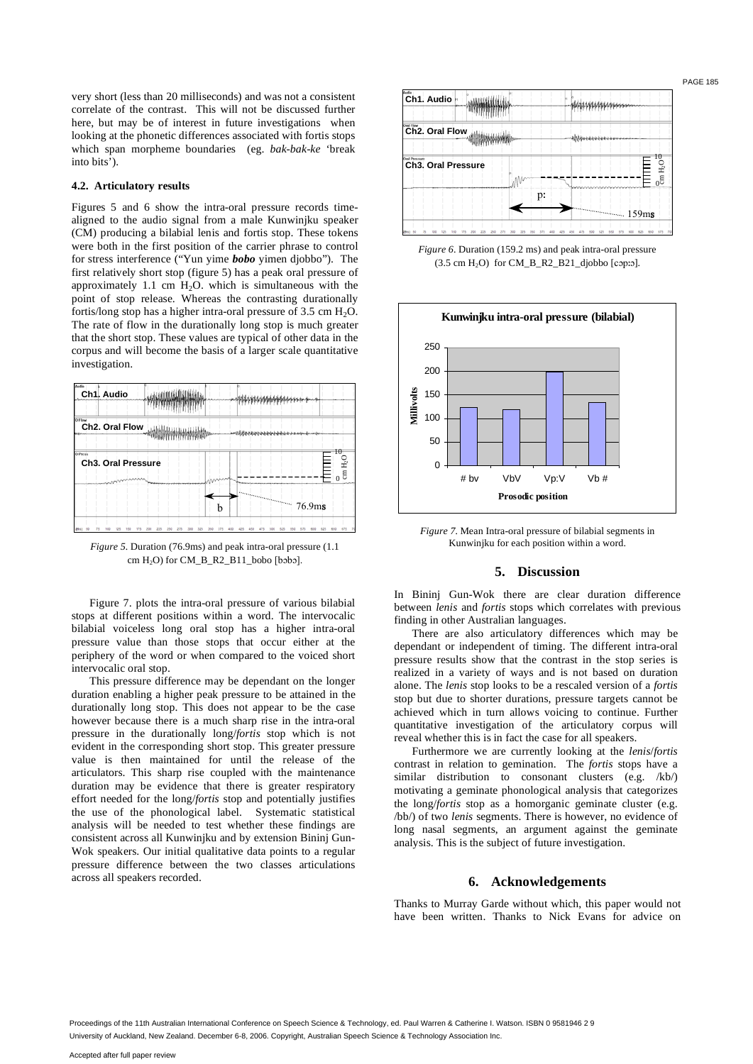very short (less than 20 milliseconds) and was not a consistent correlate of the contrast. This will not be discussed further here, but may be of interest in future investigations when looking at the phonetic differences associated with fortis stops which span morpheme boundaries (eg. *bak-bak-ke* 'break into bits').

### 4.2. Articulatory results

Figures 5 and 6 show the intra-oral pressure records time-aligned to the audio signal from a male Kunwinjku speaker (CM) producing a bilabial lenis and fortis stop. These tokens were both in the first position of the carrier phrase to control for stress interference ("Yun yime ***bobo*** yimen djobbo"). The first relatively short stop (figure 5) has a peak oral pressure of approximately 1.1 cm $H_2O$. which is simultaneous with the point of stop release. Whereas the contrasting durationally fortis/long stop has a higher intra-oral pressure of 3.5 cm $H_2O$. The rate of flow in the durationally long stop is much greater that the short stop. These values are typical of other data in the corpus and will become the basis of a larger scale quantitative investigation.

*Figure 5.* Duration (76.9ms) and peak intra-oral pressure (1.1 cm $H_2O$) for CM_B_R2_B11_bobo [bɔbɔ].

Figure 7. plots the intra-oral pressure of various bilabial stops at different positions within a word. The intervocalic bilabial voiceless long oral stop has a higher intra-oral pressure value than those stops that occur either at the periphery of the word or when compared to the voiced short intervocalic oral stop.

This pressure difference may be dependant on the longer duration enabling a higher peak pressure to be attained in the durationally long stop. This does not appear to be the case however because there is a much sharp rise in the intra-oral pressure in the durationally long/*fortis* stop which is not evident in the corresponding short stop. This greater pressure value is then maintained for until the release of the articulators. This sharp rise coupled with the maintenance duration may be evidence that there is greater respiratory effort needed for the long/*fortis* stop and potentially justifies the use of the phonological label. Systematic statistical analysis will be needed to test whether these findings are consistent across all Kunwinjku and by extension Bininj Gun-Wok speakers. Our initial qualitative data points to a regular pressure difference between the two classes articulations across all speakers recorded.

*Figure 6.* Duration (159.2 ms) and peak intra-oral pressure (3.5 cm $H_2O$) for CM_B_R2_B21_djobbo [ɔɔpːɔ].

*Figure 7.* Mean Intra-oral pressure of bilabial segments in Kunwinjku for each position within a word.

## 5. Discussion

In Bininj Gun-Wok there are clear duration difference between *lenis* and *fortis* stops which correlates with previous finding in other Australian languages.

There are also articulatory differences which may be dependant or independent of timing. The different intra-oral pressure results show that the contrast in the stop series is realized in a variety of ways and is not based on duration alone. The *lenis* stop looks to be a rescaled version of a *fortis* stop but due to shorter durations, pressure targets cannot be achieved which in turn allows voicing to continue. Further quantitative investigation of the articulatory corpus will reveal whether this is in fact the case for all speakers.

Furthermore we are currently looking at the *lenis*/*fortis* contrast in relation to gemination. The *fortis* stops have a similar distribution to consonant clusters (e.g. /kb/) motivating a geminate phonological analysis that categorizes the long/*fortis* stop as a homorganic geminate cluster (e.g. /bb/) of two *lenis* segments. There is however, no evidence of long nasal segments, an argument against the geminate analysis. This is the subject of future investigation.

## 6. Acknowledgements

Thanks to Murray Garde without which, this paper would not have been written. Thanks to Nick Evans for advice on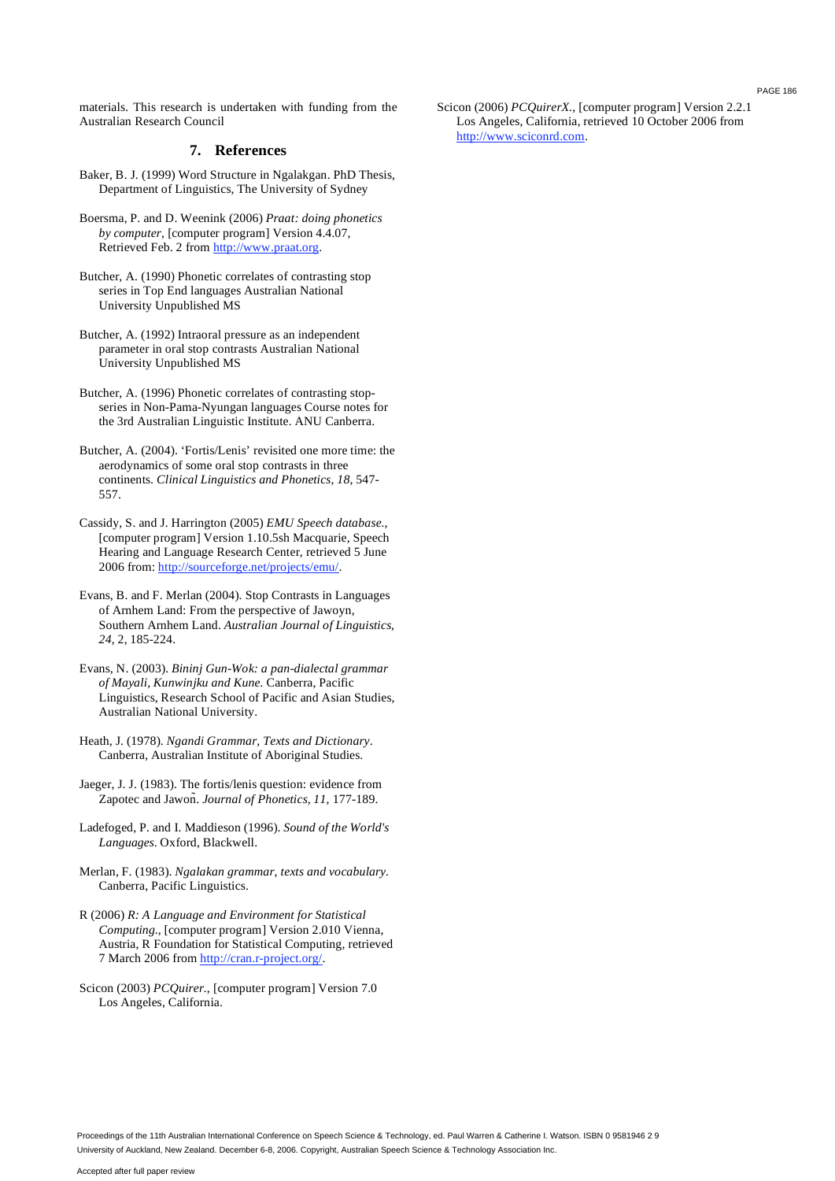materials. This research is undertaken with funding from the Australian Research Council

## 7. References

Baker, B. J. (1999) Word Structure in Ngalakgan. PhD Thesis, Department of Linguistics, The University of Sydney

Boersma, P. and D. Weenink (2006) *Praat: doing phonetics by computer*, [computer program] Version 4.4.07, Retrieved Feb. 2 from http://www.praat.org.

Butcher, A. (1990) Phonetic correlates of contrasting stop series in Top End languages Australian National University Unpublished MS

Butcher, A. (1992) Intraoral pressure as an independent parameter in oral stop contrasts Australian National University Unpublished MS

Butcher, A. (1996) Phonetic correlates of contrasting stop-series in Non-Pama-Nyungan languages Course notes for the 3rd Australian Linguistic Institute. ANU Canberra.

Butcher, A. (2004). 'Fortis/Lenis' revisited one more time: the aerodynamics of some oral stop contrasts in three continents. *Clinical Linguistics and Phonetics*, *18*, 547-557.

Cassidy, S. and J. Harrington (2005) *EMU Speech database.*, [computer program] Version 1.10.5sh Macquarie, Speech Hearing and Language Research Center, retrieved 5 June 2006 from: http://sourceforge.net/projects/emu/.

Evans, B. and F. Merlan (2004). Stop Contrasts in Languages of Arnhem Land: From the perspective of Jawoyn, Southern Arnhem Land. *Australian Journal of Linguistics*, *24*, 2, 185-224.

Evans, N. (2003). *Bininj Gun-Wok: a pan-dialectal grammar of Mayali, Kunwinjku and Kune.* Canberra, Pacific Linguistics, Research School of Pacific and Asian Studies, Australian National University.

Heath, J. (1978). *Ngandi Grammar, Texts and Dictionary*. Canberra, Australian Institute of Aboriginal Studies.

Jaeger, J. J. (1983). The fortis/lenis question: evidence from Zapotec and Jawon̄. *Journal of Phonetics*, *11*, 177-189.

Ladefoged, P. and I. Maddieson (1996). *Sound of the World's Languages*. Oxford, Blackwell.

Merlan, F. (1983). *Ngalakan grammar, texts and vocabulary*. Canberra, Pacific Linguistics.

R (2006) *R: A Language and Environment for Statistical Computing.*, [computer program] Version 2.010 Vienna, Austria, R Foundation for Statistical Computing, retrieved 7 March 2006 from http://cran.r-project.org/.

Scicon (2003) *PCQuirer.*, [computer program] Version 7.0 Los Angeles, California.

Scicon (2006) *PCQuirerX.*, [computer program] Version 2.2.1 Los Angeles, California, retrieved 10 October 2006 from http://www.sciconrd.com.